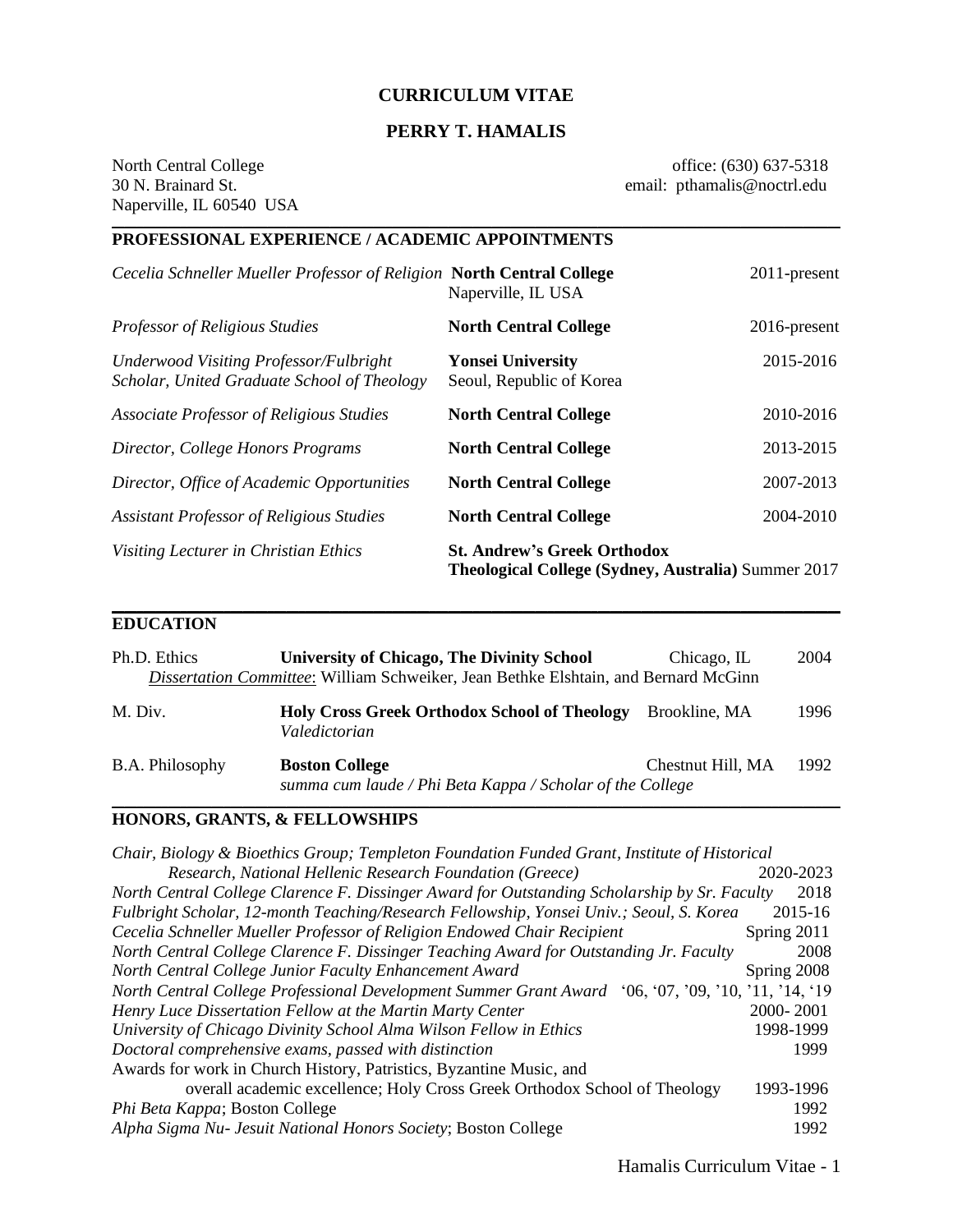# CURRICULUM VITAE

# PERRY T. HAMALIS

North Central College
30 N. Brainard St.
Naperville, IL 60540 USA

office: (630) 637-5318
email: pthamalis@noctrl.edu

## PROFESSIONAL EXPERIENCE / ACADEMIC APPOINTMENTS

| | | |
|---|---|---|
| *Cecelia Schneller Mueller Professor of Religion* | **North Central College** Naperville, IL USA | 2011-present |
| *Professor of Religious Studies* | **North Central College** | 2016-present |
| *Underwood Visiting Professor/Fulbright Scholar, United Graduate School of Theology* | **Yonsei University** Seoul, Republic of Korea | 2015-2016 |
| *Associate Professor of Religious Studies* | **North Central College** | 2010-2016 |
| *Director, College Honors Programs* | **North Central College** | 2013-2015 |
| *Director, Office of Academic Opportunities* | **North Central College** | 2007-2013 |
| *Assistant Professor of Religious Studies* | **North Central College** | 2004-2010 |
| *Visiting Lecturer in Christian Ethics* | **St. Andrew's Greek Orthodox Theological College (Sydney, Australia)** | Summer 2017 |

## EDUCATION

| | | | |
|---|---|---|---|
| Ph.D. Ethics | **University of Chicago, The Divinity School** | Chicago, IL | 2004 |
| | Dissertation Committee: William Schweiker, Jean Bethke Elshtain, and Bernard McGinn | | |
| M. Div. | **Holy Cross Greek Orthodox School of Theology** *Valedictorian* | Brookline, MA | 1996 |
| B.A. Philosophy | **Boston College** *summa cum laude / Phi Beta Kappa / Scholar of the College* | Chestnut Hill, MA | 1992 |

## HONORS, GRANTS, & FELLOWSHIPS

| | |
|---|---|
| *Chair, Biology & Bioethics Group; Templeton Foundation Funded Grant, Institute of Historical Research, National Hellenic Research Foundation (Greece)* | 2020-2023 |
| *North Central College Clarence F. Dissinger Award for Outstanding Scholarship by Sr. Faculty* | 2018 |
| *Fulbright Scholar, 12-month Teaching/Research Fellowship, Yonsei Univ.; Seoul, S. Korea* | 2015-16 |
| *Cecelia Schneller Mueller Professor of Religion Endowed Chair Recipient* | Spring 2011 |
| *North Central College Clarence F. Dissinger Teaching Award for Outstanding Jr. Faculty* | 2008 |
| *North Central College Junior Faculty Enhancement Award* | Spring 2008 |
| *North Central College Professional Development Summer Grant Award* | '06, '07, '09, '10, '11, '14, '19 |
| *Henry Luce Dissertation Fellow at the Martin Marty Center* | 2000- 2001 |
| *University of Chicago Divinity School Alma Wilson Fellow in Ethics* | 1998-1999 |
| *Doctoral comprehensive exams, passed with distinction* | 1999 |
| Awards for work in Church History, Patristics, Byzantine Music, and overall academic excellence; Holy Cross Greek Orthodox School of Theology | 1993-1996 |
| *Phi Beta Kappa*; Boston College | 1992 |
| *Alpha Sigma Nu- Jesuit National Honors Society*; Boston College | 1992 |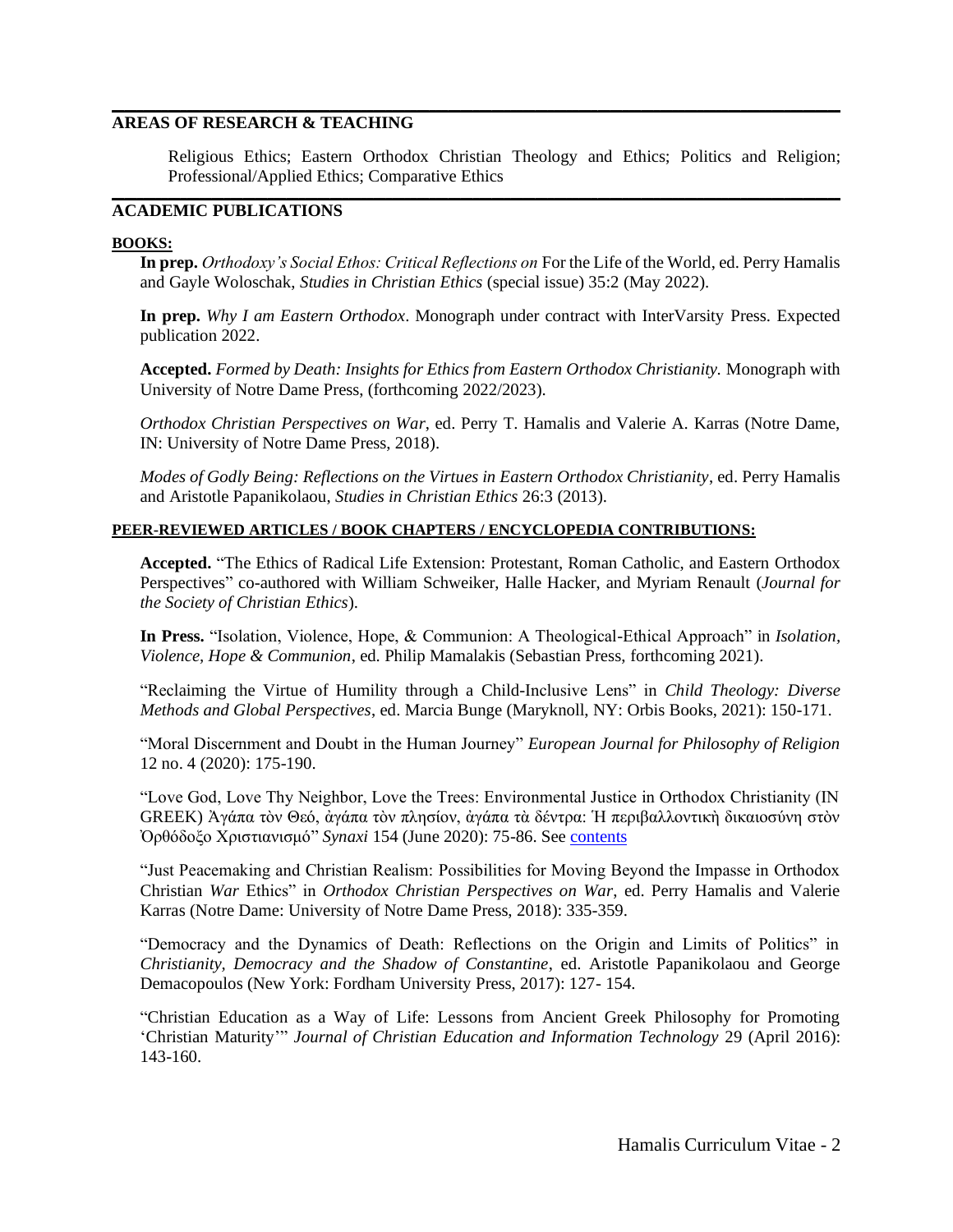## AREAS OF RESEARCH & TEACHING

Religious Ethics; Eastern Orthodox Christian Theology and Ethics; Politics and Religion; Professional/Applied Ethics; Comparative Ethics

## ACADEMIC PUBLICATIONS

### BOOKS:

**In prep.** *Orthodoxy's Social Ethos: Critical Reflections on* For the Life of the World, ed. Perry Hamalis and Gayle Woloschak, *Studies in Christian Ethics* (special issue) 35:2 (May 2022).

**In prep.** *Why I am Eastern Orthodox*. Monograph under contract with InterVarsity Press. Expected publication 2022.

**Accepted.** *Formed by Death: Insights for Ethics from Eastern Orthodox Christianity.* Monograph with University of Notre Dame Press, (forthcoming 2022/2023).

*Orthodox Christian Perspectives on War*, ed. Perry T. Hamalis and Valerie A. Karras (Notre Dame, IN: University of Notre Dame Press, 2018).

*Modes of Godly Being: Reflections on the Virtues in Eastern Orthodox Christianity*, ed. Perry Hamalis and Aristotle Papanikolaou, *Studies in Christian Ethics* 26:3 (2013).

### PEER-REVIEWED ARTICLES / BOOK CHAPTERS / ENCYCLOPEDIA CONTRIBUTIONS:

**Accepted.** "The Ethics of Radical Life Extension: Protestant, Roman Catholic, and Eastern Orthodox Perspectives" co-authored with William Schweiker, Halle Hacker, and Myriam Renault (*Journal for the Society of Christian Ethics*).

**In Press.** "Isolation, Violence, Hope, & Communion: A Theological-Ethical Approach" in *Isolation, Violence, Hope & Communion*, ed. Philip Mamalakis (Sebastian Press, forthcoming 2021).

"Reclaiming the Virtue of Humility through a Child-Inclusive Lens" in *Child Theology: Diverse Methods and Global Perspectives*, ed. Marcia Bunge (Maryknoll, NY: Orbis Books, 2021): 150-171.

"Moral Discernment and Doubt in the Human Journey" *European Journal for Philosophy of Religion* 12 no. 4 (2020): 175-190.

"Love God, Love Thy Neighbor, Love the Trees: Environmental Justice in Orthodox Christianity (IN GREEK) Ἀγάπα τὸν Θεό, ἀγάπα τὸν πλησίον, ἀγάπα τὰ δέντρα: Ἡ περιβαλλοντικὴ δικαιοσύνη στὸν Ὀρθόδοξο Χριστιανισμό" *Synaxi* 154 (June 2020): 75-86. See contents

"Just Peacemaking and Christian Realism: Possibilities for Moving Beyond the Impasse in Orthodox Christian *War* Ethics" in *Orthodox Christian Perspectives on War*, ed. Perry Hamalis and Valerie Karras (Notre Dame: University of Notre Dame Press, 2018): 335-359.

"Democracy and the Dynamics of Death: Reflections on the Origin and Limits of Politics" in *Christianity, Democracy and the Shadow of Constantine*, ed. Aristotle Papanikolaou and George Demacopoulos (New York: Fordham University Press, 2017): 127- 154.

"Christian Education as a Way of Life: Lessons from Ancient Greek Philosophy for Promoting 'Christian Maturity'" *Journal of Christian Education and Information Technology* 29 (April 2016): 143-160.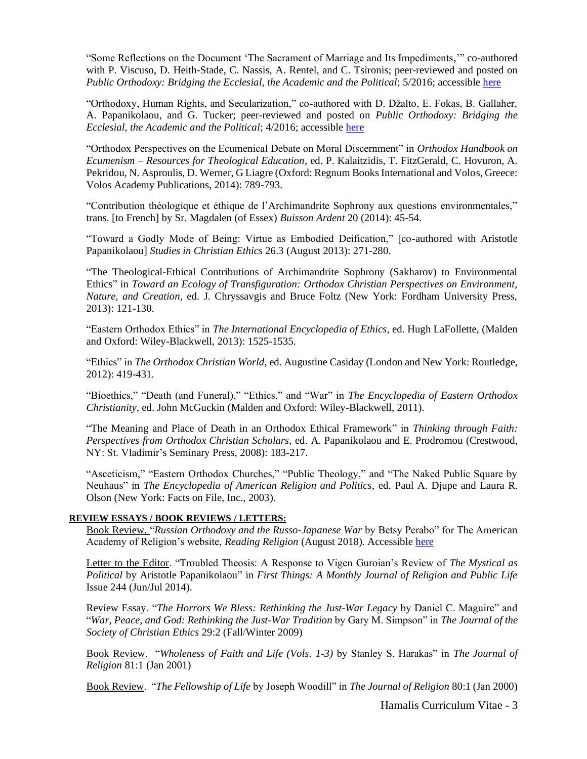"Some Reflections on the Document 'The Sacrament of Marriage and Its Impediments,'" co-authored with P. Viscuso, D. Heith-Stade, C. Nassis, A. Rentel, and C. Tsironis; peer-reviewed and posted on *Public Orthodoxy: Bridging the Ecclesial, the Academic and the Political*; 5/2016; accessible here

"Orthodoxy, Human Rights, and Secularization," co-authored with D. Džalto, E. Fokas, B. Gallaher, A. Papanikolaou, and G. Tucker; peer-reviewed and posted on *Public Orthodoxy: Bridging the Ecclesial, the Academic and the Political*; 4/2016; accessible here

"Orthodox Perspectives on the Ecumenical Debate on Moral Discernment" in *Orthodox Handbook on Ecumenism – Resources for Theological Education*, ed. P. Kalaitzidis, T. FitzGerald, C. Hovuron, A. Pekridou, N. Asproulis, D. Werner, G Liagre (Oxford: Regnum Books International and Volos, Greece: Volos Academy Publications, 2014): 789-793.

"Contribution théologique et éthique de l'Archimandrite Sophrony aux questions environmentales," trans. [to French] by Sr. Magdalen (of Essex) *Buisson Ardent* 20 (2014): 45-54.

"Toward a Godly Mode of Being: Virtue as Embodied Deification," [co-authored with Aristotle Papanikolaou] *Studies in Christian Ethics* 26.3 (August 2013): 271-280.

"The Theological-Ethical Contributions of Archimandrite Sophrony (Sakharov) to Environmental Ethics" in *Toward an Ecology of Transfiguration: Orthodox Christian Perspectives on Environment, Nature, and Creation*, ed. J. Chryssavgis and Bruce Foltz (New York: Fordham University Press, 2013): 121-130.

"Eastern Orthodox Ethics" in *The International Encyclopedia of Ethics*, ed. Hugh LaFollette, (Malden and Oxford: Wiley-Blackwell, 2013): 1525-1535.

"Ethics" in *The Orthodox Christian World*, ed. Augustine Casiday (London and New York: Routledge, 2012): 419-431.

"Bioethics," "Death (and Funeral)," "Ethics," and "War" in *The Encyclopedia of Eastern Orthodox Christianity*, ed. John McGuckin (Malden and Oxford: Wiley-Blackwell, 2011).

"The Meaning and Place of Death in an Orthodox Ethical Framework" in *Thinking through Faith: Perspectives from Orthodox Christian Scholars*, ed. A. Papanikolaou and E. Prodromou (Crestwood, NY: St. Vladimir's Seminary Press, 2008): 183-217.

"Asceticism," "Eastern Orthodox Churches," "Public Theology," and "The Naked Public Square by Neuhaus" in *The Encyclopedia of American Religion and Politics*, ed. Paul A. Djupe and Laura R. Olson (New York: Facts on File, Inc., 2003).

**REVIEW ESSAYS / BOOK REVIEWS / LETTERS:**

Book Review. "*Russian Orthodoxy and the Russo-Japanese War* by Betsy Perabo" for The American Academy of Religion's website, *Reading Religion* (August 2018). Accessible here

Letter to the Editor. "Troubled Theosis: A Response to Vigen Guroian's Review of *The Mystical as Political* by Aristotle Papanikolaou" in *First Things: A Monthly Journal of Religion and Public Life* Issue 244 (Jun/Jul 2014).

Review Essay. "*The Horrors We Bless: Rethinking the Just-War Legacy* by Daniel C. Maguire" and "*War, Peace, and God: Rethinking the Just-War Tradition* by Gary M. Simpson" in *The Journal of the Society of Christian Ethics* 29:2 (Fall/Winter 2009)

Book Review. "*Wholeness of Faith and Life (Vols. 1-3)* by Stanley S. Harakas" in *The Journal of Religion* 81:1 (Jan 2001)

Book Review. "*The Fellowship of Life* by Joseph Woodill" in *The Journal of Religion* 80:1 (Jan 2000)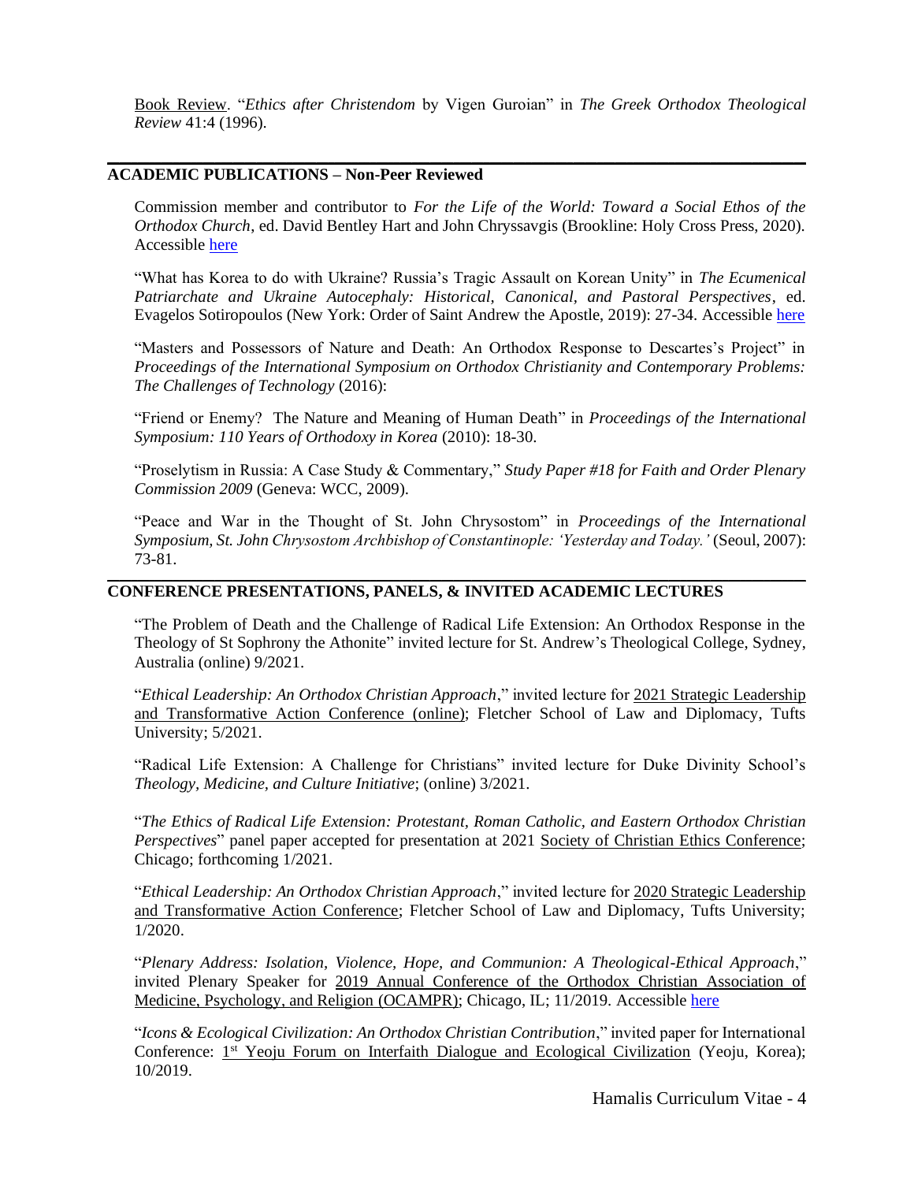Book Review. "*Ethics after Christendom* by Vigen Guroian" in *The Greek Orthodox Theological Review* 41:4 (1996).

## ACADEMIC PUBLICATIONS – Non-Peer Reviewed

Commission member and contributor to *For the Life of the World: Toward a Social Ethos of the Orthodox Church*, ed. David Bentley Hart and John Chryssavgis (Brookline: Holy Cross Press, 2020). Accessible here

"What has Korea to do with Ukraine? Russia's Tragic Assault on Korean Unity" in *The Ecumenical Patriarchate and Ukraine Autocephaly: Historical, Canonical, and Pastoral Perspectives*, ed. Evagelos Sotiropoulos (New York: Order of Saint Andrew the Apostle, 2019): 27-34. Accessible here

"Masters and Possessors of Nature and Death: An Orthodox Response to Descartes's Project" in *Proceedings of the International Symposium on Orthodox Christianity and Contemporary Problems: The Challenges of Technology* (2016):

"Friend or Enemy? The Nature and Meaning of Human Death" in *Proceedings of the International Symposium: 110 Years of Orthodoxy in Korea* (2010): 18-30.

"Proselytism in Russia: A Case Study & Commentary," *Study Paper #18 for Faith and Order Plenary Commission 2009* (Geneva: WCC, 2009).

"Peace and War in the Thought of St. John Chrysostom" in *Proceedings of the International Symposium, St. John Chrysostom Archbishop of Constantinople: 'Yesterday and Today.'* (Seoul, 2007): 73-81.

## CONFERENCE PRESENTATIONS, PANELS, & INVITED ACADEMIC LECTURES

"The Problem of Death and the Challenge of Radical Life Extension: An Orthodox Response in the Theology of St Sophrony the Athonite" invited lecture for St. Andrew's Theological College, Sydney, Australia (online) 9/2021.

"*Ethical Leadership: An Orthodox Christian Approach*," invited lecture for 2021 Strategic Leadership and Transformative Action Conference (online); Fletcher School of Law and Diplomacy, Tufts University; 5/2021.

"Radical Life Extension: A Challenge for Christians" invited lecture for Duke Divinity School's *Theology, Medicine, and Culture Initiative*; (online) 3/2021.

"*The Ethics of Radical Life Extension: Protestant, Roman Catholic, and Eastern Orthodox Christian Perspectives*" panel paper accepted for presentation at 2021 Society of Christian Ethics Conference; Chicago; forthcoming 1/2021.

"*Ethical Leadership: An Orthodox Christian Approach*," invited lecture for 2020 Strategic Leadership and Transformative Action Conference; Fletcher School of Law and Diplomacy, Tufts University; 1/2020.

"*Plenary Address: Isolation, Violence, Hope, and Communion: A Theological-Ethical Approach*," invited Plenary Speaker for 2019 Annual Conference of the Orthodox Christian Association of Medicine, Psychology, and Religion (OCAMPR); Chicago, IL; 11/2019. Accessible here

"*Icons & Ecological Civilization: An Orthodox Christian Contribution*," invited paper for International Conference: 1st Yeoju Forum on Interfaith Dialogue and Ecological Civilization (Yeoju, Korea); 10/2019.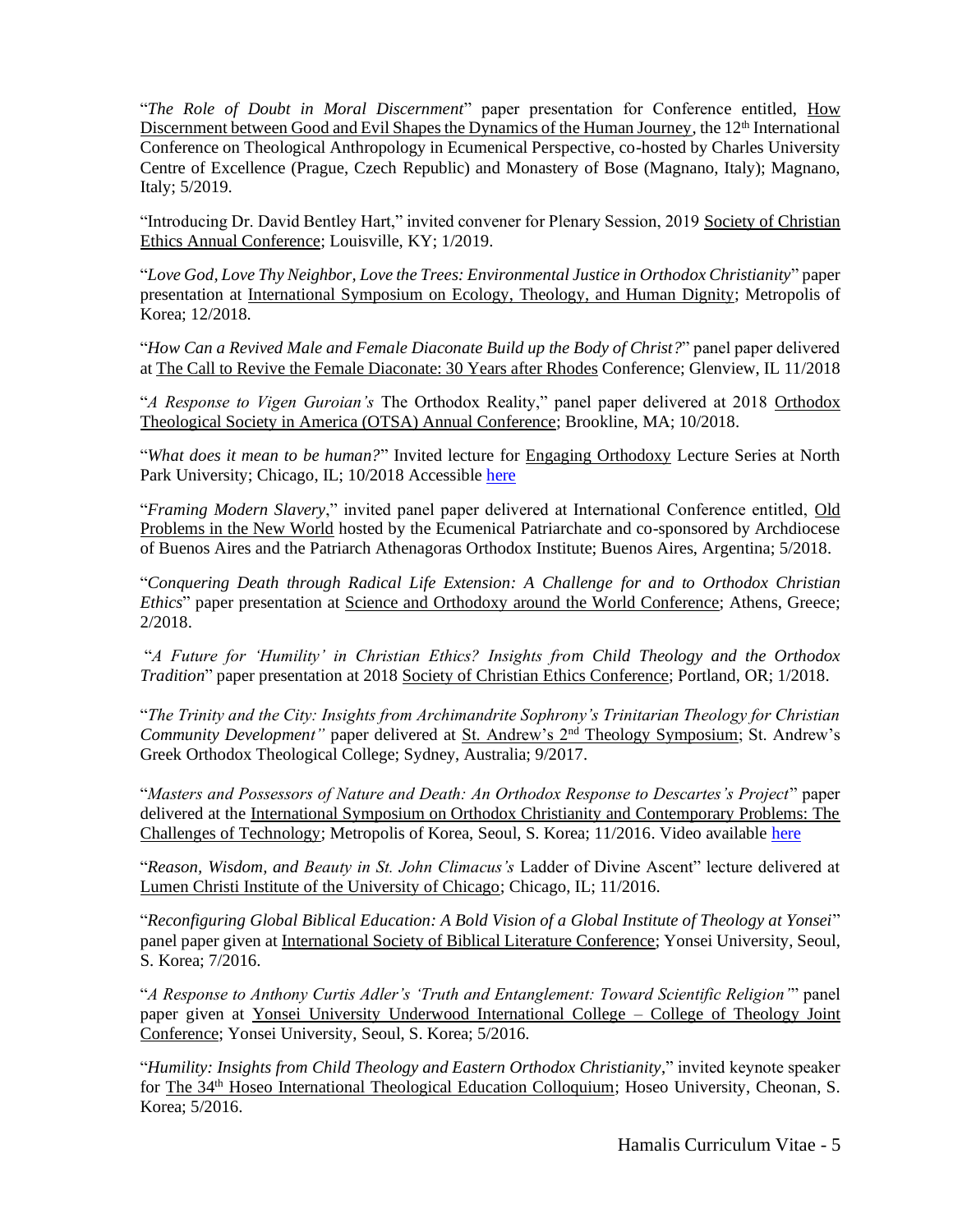"*The Role of Doubt in Moral Discernment*" paper presentation for Conference entitled, How Discernment between Good and Evil Shapes the Dynamics of the Human Journey, the 12th International Conference on Theological Anthropology in Ecumenical Perspective, co-hosted by Charles University Centre of Excellence (Prague, Czech Republic) and Monastery of Bose (Magnano, Italy); Magnano, Italy; 5/2019.

"Introducing Dr. David Bentley Hart," invited convener for Plenary Session, 2019 Society of Christian Ethics Annual Conference; Louisville, KY; 1/2019.

"*Love God, Love Thy Neighbor, Love the Trees: Environmental Justice in Orthodox Christianity*" paper presentation at International Symposium on Ecology, Theology, and Human Dignity; Metropolis of Korea; 12/2018.

"*How Can a Revived Male and Female Diaconate Build up the Body of Christ?*" panel paper delivered at The Call to Revive the Female Diaconate: 30 Years after Rhodes Conference; Glenview, IL 11/2018

"*A Response to Vigen Guroian's* The Orthodox Reality," panel paper delivered at 2018 Orthodox Theological Society in America (OTSA) Annual Conference; Brookline, MA; 10/2018.

"*What does it mean to be human?*" Invited lecture for Engaging Orthodoxy Lecture Series at North Park University; Chicago, IL; 10/2018 Accessible here

"*Framing Modern Slavery*," invited panel paper delivered at International Conference entitled, Old Problems in the New World hosted by the Ecumenical Patriarchate and co-sponsored by Archdiocese of Buenos Aires and the Patriarch Athenagoras Orthodox Institute; Buenos Aires, Argentina; 5/2018.

"*Conquering Death through Radical Life Extension: A Challenge for and to Orthodox Christian Ethics*" paper presentation at Science and Orthodoxy around the World Conference; Athens, Greece; 2/2018.

"*A Future for 'Humility' in Christian Ethics? Insights from Child Theology and the Orthodox Tradition*" paper presentation at 2018 Society of Christian Ethics Conference; Portland, OR; 1/2018.

"*The Trinity and the City: Insights from Archimandrite Sophrony's Trinitarian Theology for Christian Community Development"* paper delivered at St. Andrew's 2nd Theology Symposium; St. Andrew's Greek Orthodox Theological College; Sydney, Australia; 9/2017.

"*Masters and Possessors of Nature and Death: An Orthodox Response to Descartes's Project*" paper delivered at the International Symposium on Orthodox Christianity and Contemporary Problems: The Challenges of Technology; Metropolis of Korea, Seoul, S. Korea; 11/2016. Video available here

"*Reason, Wisdom, and Beauty in St. John Climacus's* Ladder of Divine Ascent" lecture delivered at Lumen Christi Institute of the University of Chicago; Chicago, IL; 11/2016.

"*Reconfiguring Global Biblical Education: A Bold Vision of a Global Institute of Theology at Yonsei*" panel paper given at International Society of Biblical Literature Conference; Yonsei University, Seoul, S. Korea; 7/2016.

"*A Response to Anthony Curtis Adler's 'Truth and Entanglement: Toward Scientific Religion'*" panel paper given at Yonsei University Underwood International College – College of Theology Joint Conference; Yonsei University, Seoul, S. Korea; 5/2016.

"*Humility: Insights from Child Theology and Eastern Orthodox Christianity*," invited keynote speaker for The 34th Hoseo International Theological Education Colloquium; Hoseo University, Cheonan, S. Korea; 5/2016.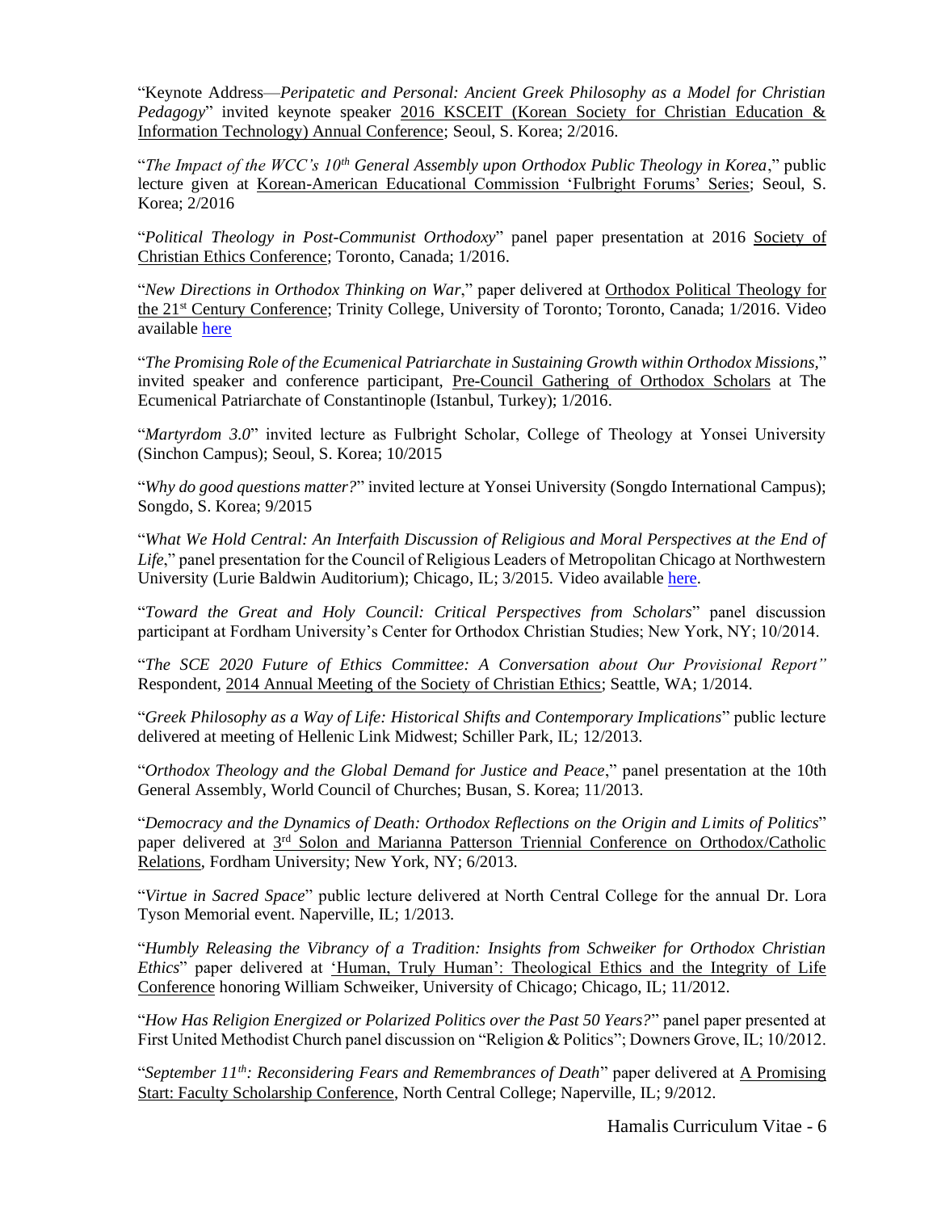"Keynote Address—*Peripatetic and Personal: Ancient Greek Philosophy as a Model for Christian Pedagogy*" invited keynote speaker 2016 KSCEIT (Korean Society for Christian Education & Information Technology) Annual Conference; Seoul, S. Korea; 2/2016.

"*The Impact of the WCC's 10th General Assembly upon Orthodox Public Theology in Korea*," public lecture given at Korean-American Educational Commission 'Fulbright Forums' Series; Seoul, S. Korea; 2/2016

"*Political Theology in Post-Communist Orthodoxy*" panel paper presentation at 2016 Society of Christian Ethics Conference; Toronto, Canada; 1/2016.

"*New Directions in Orthodox Thinking on War*," paper delivered at Orthodox Political Theology for the 21st Century Conference; Trinity College, University of Toronto; Toronto, Canada; 1/2016. Video available here

"*The Promising Role of the Ecumenical Patriarchate in Sustaining Growth within Orthodox Missions*," invited speaker and conference participant, Pre-Council Gathering of Orthodox Scholars at The Ecumenical Patriarchate of Constantinople (Istanbul, Turkey); 1/2016.

"*Martyrdom 3.0*" invited lecture as Fulbright Scholar, College of Theology at Yonsei University (Sinchon Campus); Seoul, S. Korea; 10/2015

"*Why do good questions matter?*" invited lecture at Yonsei University (Songdo International Campus); Songdo, S. Korea; 9/2015

"*What We Hold Central: An Interfaith Discussion of Religious and Moral Perspectives at the End of Life*," panel presentation for the Council of Religious Leaders of Metropolitan Chicago at Northwestern University (Lurie Baldwin Auditorium); Chicago, IL; 3/2015. Video available here.

"*Toward the Great and Holy Council: Critical Perspectives from Scholars*" panel discussion participant at Fordham University's Center for Orthodox Christian Studies; New York, NY; 10/2014.

"*The SCE 2020 Future of Ethics Committee: A Conversation about Our Provisional Report"* Respondent, 2014 Annual Meeting of the Society of Christian Ethics; Seattle, WA; 1/2014.

"*Greek Philosophy as a Way of Life: Historical Shifts and Contemporary Implications*" public lecture delivered at meeting of Hellenic Link Midwest; Schiller Park, IL; 12/2013.

"*Orthodox Theology and the Global Demand for Justice and Peace*," panel presentation at the 10th General Assembly, World Council of Churches; Busan, S. Korea; 11/2013.

"*Democracy and the Dynamics of Death: Orthodox Reflections on the Origin and Limits of Politics*" paper delivered at 3rd Solon and Marianna Patterson Triennial Conference on Orthodox/Catholic Relations, Fordham University; New York, NY; 6/2013.

"*Virtue in Sacred Space*" public lecture delivered at North Central College for the annual Dr. Lora Tyson Memorial event. Naperville, IL; 1/2013.

"*Humbly Releasing the Vibrancy of a Tradition: Insights from Schweiker for Orthodox Christian Ethics*" paper delivered at 'Human, Truly Human': Theological Ethics and the Integrity of Life Conference honoring William Schweiker, University of Chicago; Chicago, IL; 11/2012.

"*How Has Religion Energized or Polarized Politics over the Past 50 Years?*" panel paper presented at First United Methodist Church panel discussion on "Religion & Politics"; Downers Grove, IL; 10/2012.

"*September 11th: Reconsidering Fears and Remembrances of Death*" paper delivered at A Promising Start: Faculty Scholarship Conference, North Central College; Naperville, IL; 9/2012.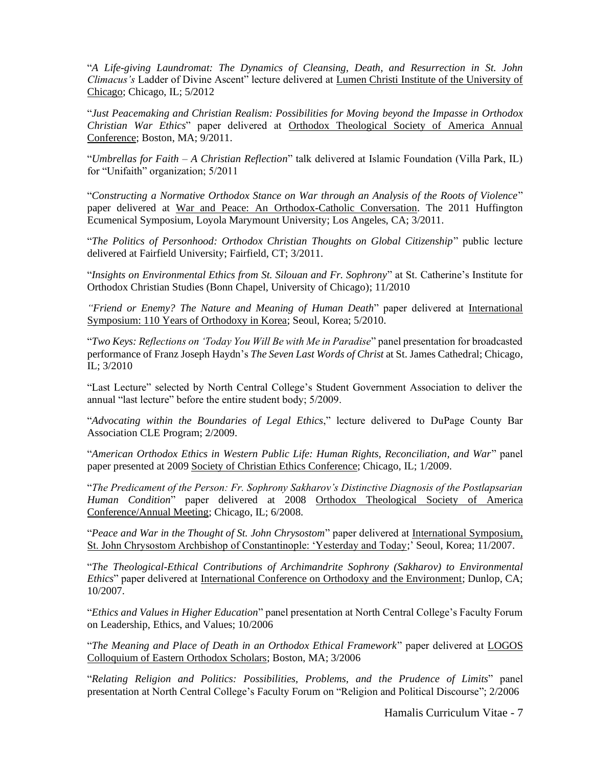"*A Life-giving Laundromat: The Dynamics of Cleansing, Death, and Resurrection in St. John Climacus's* Ladder of Divine Ascent" lecture delivered at Lumen Christi Institute of the University of Chicago; Chicago, IL; 5/2012

"*Just Peacemaking and Christian Realism: Possibilities for Moving beyond the Impasse in Orthodox Christian War Ethics*" paper delivered at Orthodox Theological Society of America Annual Conference; Boston, MA; 9/2011.

"*Umbrellas for Faith – A Christian Reflection*" talk delivered at Islamic Foundation (Villa Park, IL) for "Unifaith" organization; 5/2011

"*Constructing a Normative Orthodox Stance on War through an Analysis of the Roots of Violence*" paper delivered at War and Peace: An Orthodox-Catholic Conversation. The 2011 Huffington Ecumenical Symposium, Loyola Marymount University; Los Angeles, CA; 3/2011.

"*The Politics of Personhood: Orthodox Christian Thoughts on Global Citizenship*" public lecture delivered at Fairfield University; Fairfield, CT; 3/2011.

"*Insights on Environmental Ethics from St. Silouan and Fr. Sophrony*" at St. Catherine's Institute for Orthodox Christian Studies (Bonn Chapel, University of Chicago); 11/2010

*"Friend or Enemy? The Nature and Meaning of Human Death*" paper delivered at International Symposium: 110 Years of Orthodoxy in Korea; Seoul, Korea; 5/2010.

"*Two Keys: Reflections on 'Today You Will Be with Me in Paradise*" panel presentation for broadcasted performance of Franz Joseph Haydn's *The Seven Last Words of Christ* at St. James Cathedral; Chicago, IL; 3/2010

"Last Lecture" selected by North Central College's Student Government Association to deliver the annual "last lecture" before the entire student body; 5/2009.

"*Advocating within the Boundaries of Legal Ethics*," lecture delivered to DuPage County Bar Association CLE Program; 2/2009.

"*American Orthodox Ethics in Western Public Life: Human Rights, Reconciliation, and War*" panel paper presented at 2009 Society of Christian Ethics Conference; Chicago, IL; 1/2009.

"*The Predicament of the Person: Fr. Sophrony Sakharov's Distinctive Diagnosis of the Postlapsarian Human Condition*" paper delivered at 2008 Orthodox Theological Society of America Conference/Annual Meeting; Chicago, IL; 6/2008.

"*Peace and War in the Thought of St. John Chrysostom*" paper delivered at International Symposium, St. John Chrysostom Archbishop of Constantinople: 'Yesterday and Today;' Seoul, Korea; 11/2007.

"*The Theological-Ethical Contributions of Archimandrite Sophrony (Sakharov) to Environmental Ethics*" paper delivered at International Conference on Orthodoxy and the Environment; Dunlop, CA; 10/2007.

"*Ethics and Values in Higher Education*" panel presentation at North Central College's Faculty Forum on Leadership, Ethics, and Values; 10/2006

"*The Meaning and Place of Death in an Orthodox Ethical Framework*" paper delivered at LOGOS Colloquium of Eastern Orthodox Scholars; Boston, MA; 3/2006

"*Relating Religion and Politics: Possibilities, Problems, and the Prudence of Limits*" panel presentation at North Central College's Faculty Forum on "Religion and Political Discourse"; 2/2006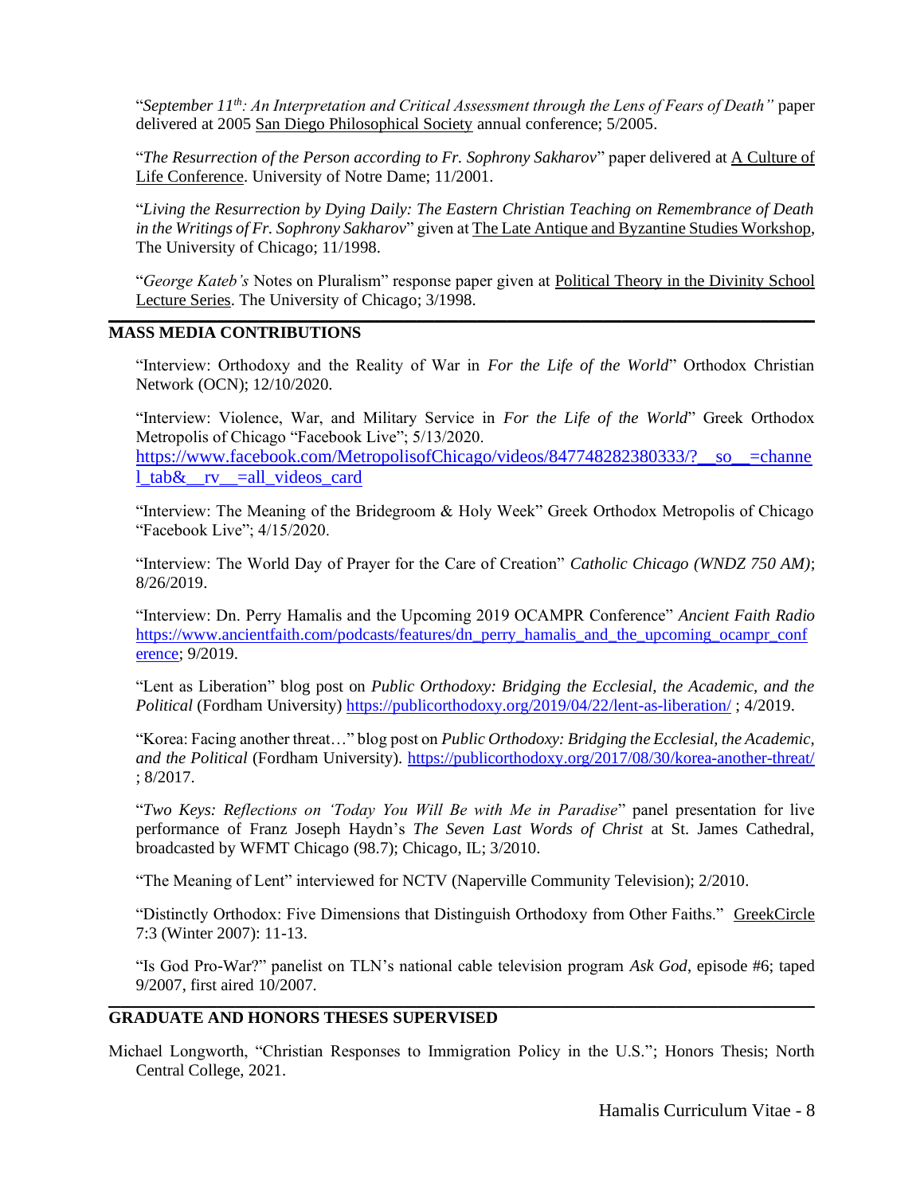"*September 11th: An Interpretation and Critical Assessment through the Lens of Fears of Death"* paper delivered at 2005 San Diego Philosophical Society annual conference; 5/2005.

"*The Resurrection of the Person according to Fr. Sophrony Sakharov*" paper delivered at A Culture of Life Conference. University of Notre Dame; 11/2001.

"*Living the Resurrection by Dying Daily: The Eastern Christian Teaching on Remembrance of Death in the Writings of Fr. Sophrony Sakharov*" given at The Late Antique and Byzantine Studies Workshop, The University of Chicago; 11/1998.

"*George Kateb's* Notes on Pluralism" response paper given at Political Theory in the Divinity School Lecture Series. The University of Chicago; 3/1998.

## MASS MEDIA CONTRIBUTIONS

"Interview: Orthodoxy and the Reality of War in *For the Life of the World*" Orthodox Christian Network (OCN); 12/10/2020.

"Interview: Violence, War, and Military Service in *For the Life of the World*" Greek Orthodox Metropolis of Chicago "Facebook Live"; 5/13/2020. https://www.facebook.com/MetropolisofChicago/videos/847748282380333/?__so__=channel_tab&__rv__=all_videos_card

"Interview: The Meaning of the Bridegroom & Holy Week" Greek Orthodox Metropolis of Chicago "Facebook Live"; 4/15/2020.

"Interview: The World Day of Prayer for the Care of Creation" *Catholic Chicago (WNDZ 750 AM)*; 8/26/2019.

"Interview: Dn. Perry Hamalis and the Upcoming 2019 OCAMPR Conference" *Ancient Faith Radio* https://www.ancientfaith.com/podcasts/features/dn_perry_hamalis_and_the_upcoming_ocampr_conference; 9/2019.

"Lent as Liberation" blog post on *Public Orthodoxy: Bridging the Ecclesial, the Academic, and the Political* (Fordham University) https://publicorthodoxy.org/2019/04/22/lent-as-liberation/ ; 4/2019.

"Korea: Facing another threat…" blog post on *Public Orthodoxy: Bridging the Ecclesial, the Academic, and the Political* (Fordham University). https://publicorthodoxy.org/2017/08/30/korea-another-threat/ ; 8/2017.

"*Two Keys: Reflections on 'Today You Will Be with Me in Paradise*" panel presentation for live performance of Franz Joseph Haydn's *The Seven Last Words of Christ* at St. James Cathedral, broadcasted by WFMT Chicago (98.7); Chicago, IL; 3/2010.

"The Meaning of Lent" interviewed for NCTV (Naperville Community Television); 2/2010.

"Distinctly Orthodox: Five Dimensions that Distinguish Orthodoxy from Other Faiths." GreekCircle 7:3 (Winter 2007): 11-13.

"Is God Pro-War?" panelist on TLN's national cable television program *Ask God*, episode #6; taped 9/2007, first aired 10/2007.

## GRADUATE AND HONORS THESES SUPERVISED

Michael Longworth, "Christian Responses to Immigration Policy in the U.S."; Honors Thesis; North Central College, 2021.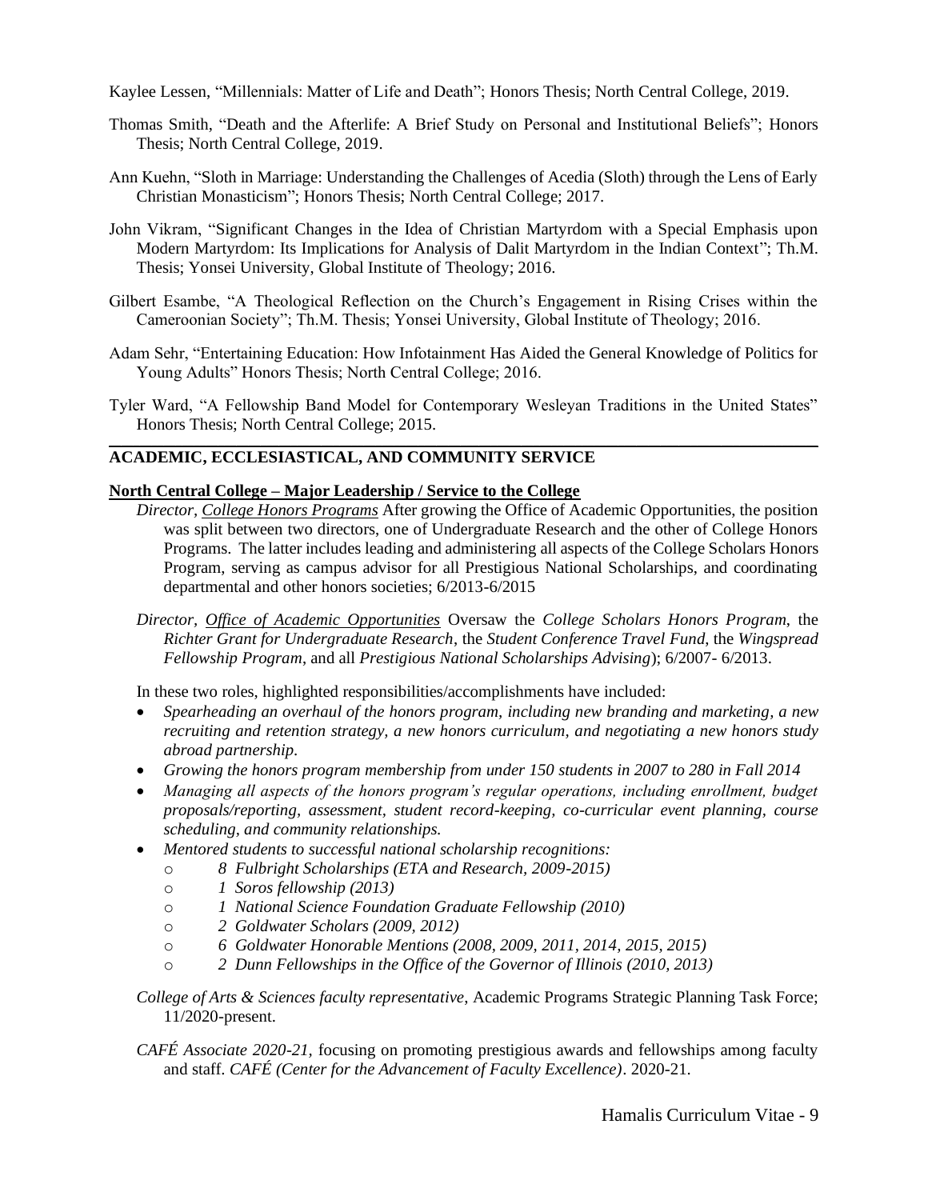Kaylee Lessen, "Millennials: Matter of Life and Death"; Honors Thesis; North Central College, 2019.

Thomas Smith, "Death and the Afterlife: A Brief Study on Personal and Institutional Beliefs"; Honors Thesis; North Central College, 2019.

Ann Kuehn, "Sloth in Marriage: Understanding the Challenges of Acedia (Sloth) through the Lens of Early Christian Monasticism"; Honors Thesis; North Central College; 2017.

John Vikram, "Significant Changes in the Idea of Christian Martyrdom with a Special Emphasis upon Modern Martyrdom: Its Implications for Analysis of Dalit Martyrdom in the Indian Context"; Th.M. Thesis; Yonsei University, Global Institute of Theology; 2016.

Gilbert Esambe, "A Theological Reflection on the Church's Engagement in Rising Crises within the Cameroonian Society"; Th.M. Thesis; Yonsei University, Global Institute of Theology; 2016.

Adam Sehr, "Entertaining Education: How Infotainment Has Aided the General Knowledge of Politics for Young Adults" Honors Thesis; North Central College; 2016.

Tyler Ward, "A Fellowship Band Model for Contemporary Wesleyan Traditions in the United States" Honors Thesis; North Central College; 2015.

---

## ACADEMIC, ECCLESIASTICAL, AND COMMUNITY SERVICE

**North Central College – Major Leadership / Service to the College**

*Director, College Honors Programs* After growing the Office of Academic Opportunities, the position was split between two directors, one of Undergraduate Research and the other of College Honors Programs. The latter includes leading and administering all aspects of the College Scholars Honors Program, serving as campus advisor for all Prestigious National Scholarships, and coordinating departmental and other honors societies; 6/2013-6/2015

*Director, Office of Academic Opportunities* Oversaw the *College Scholars Honors Program*, the *Richter Grant for Undergraduate Research*, the *Student Conference Travel Fund*, the *Wingspread Fellowship Program*, and all *Prestigious National Scholarships Advising*); 6/2007- 6/2013.

In these two roles, highlighted responsibilities/accomplishments have included:

- *Spearheading an overhaul of the honors program, including new branding and marketing, a new recruiting and retention strategy, a new honors curriculum, and negotiating a new honors study abroad partnership.*
- *Growing the honors program membership from under 150 students in 2007 to 280 in Fall 2014*
- *Managing all aspects of the honors program's regular operations, including enrollment, budget proposals/reporting, assessment, student record-keeping, co-curricular event planning, course scheduling, and community relationships.*
- *Mentored students to successful national scholarship recognitions:*
  - *8 Fulbright Scholarships (ETA and Research, 2009-2015)*
  - *1 Soros fellowship (2013)*
  - *1 National Science Foundation Graduate Fellowship (2010)*
  - *2 Goldwater Scholars (2009, 2012)*
  - *6 Goldwater Honorable Mentions (2008, 2009, 2011, 2014, 2015, 2015)*
  - *2 Dunn Fellowships in the Office of the Governor of Illinois (2010, 2013)*

*College of Arts & Sciences faculty representative*, Academic Programs Strategic Planning Task Force; 11/2020-present.

*CAFÉ Associate 2020-21,* focusing on promoting prestigious awards and fellowships among faculty and staff. *CAFÉ (Center for the Advancement of Faculty Excellence)*. 2020-21.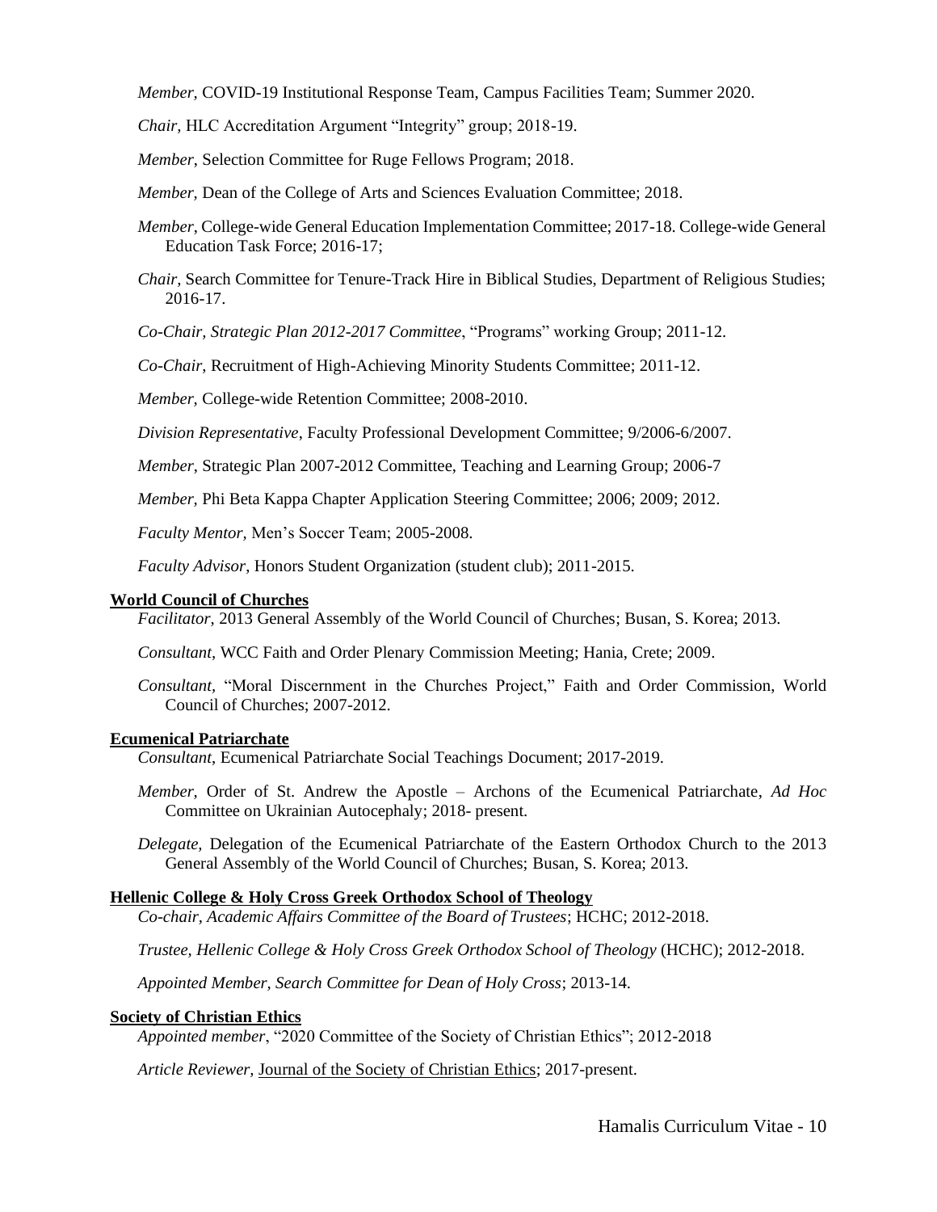*Member*, COVID-19 Institutional Response Team, Campus Facilities Team; Summer 2020.

*Chair*, HLC Accreditation Argument "Integrity" group; 2018-19.

*Member*, Selection Committee for Ruge Fellows Program; 2018.

*Member,* Dean of the College of Arts and Sciences Evaluation Committee; 2018.

*Member*, College-wide General Education Implementation Committee; 2017-18. College-wide General Education Task Force; 2016-17;

*Chair,* Search Committee for Tenure-Track Hire in Biblical Studies, Department of Religious Studies; 2016-17.

*Co-Chair, Strategic Plan 2012-2017 Committee*, "Programs" working Group; 2011-12.

*Co-Chair*, Recruitment of High-Achieving Minority Students Committee; 2011-12.

*Member,* College-wide Retention Committee; 2008-2010.

*Division Representative*, Faculty Professional Development Committee; 9/2006-6/2007.

*Member*, Strategic Plan 2007-2012 Committee, Teaching and Learning Group; 2006-7

*Member,* Phi Beta Kappa Chapter Application Steering Committee; 2006; 2009; 2012.

*Faculty Mentor,* Men's Soccer Team; 2005-2008.

*Faculty Advisor,* Honors Student Organization (student club); 2011-2015.

**World Council of Churches**

*Facilitator,* 2013 General Assembly of the World Council of Churches; Busan, S. Korea; 2013.

*Consultant,* WCC Faith and Order Plenary Commission Meeting; Hania, Crete; 2009.

*Consultant,* "Moral Discernment in the Churches Project," Faith and Order Commission, World Council of Churches; 2007-2012.

**Ecumenical Patriarchate**

*Consultant*, Ecumenical Patriarchate Social Teachings Document; 2017-2019.

*Member,* Order of St. Andrew the Apostle – Archons of the Ecumenical Patriarchate, *Ad Hoc* Committee on Ukrainian Autocephaly; 2018- present.

*Delegate,* Delegation of the Ecumenical Patriarchate of the Eastern Orthodox Church to the 2013 General Assembly of the World Council of Churches; Busan, S. Korea; 2013.

**Hellenic College & Holy Cross Greek Orthodox School of Theology**

*Co-chair, Academic Affairs Committee of the Board of Trustees*; HCHC; 2012-2018.

*Trustee, Hellenic College & Holy Cross Greek Orthodox School of Theology* (HCHC); 2012-2018.

*Appointed Member, Search Committee for Dean of Holy Cross*; 2013-14.

**Society of Christian Ethics**

*Appointed member*, "2020 Committee of the Society of Christian Ethics"; 2012-2018

*Article Reviewer,* Journal of the Society of Christian Ethics; 2017-present.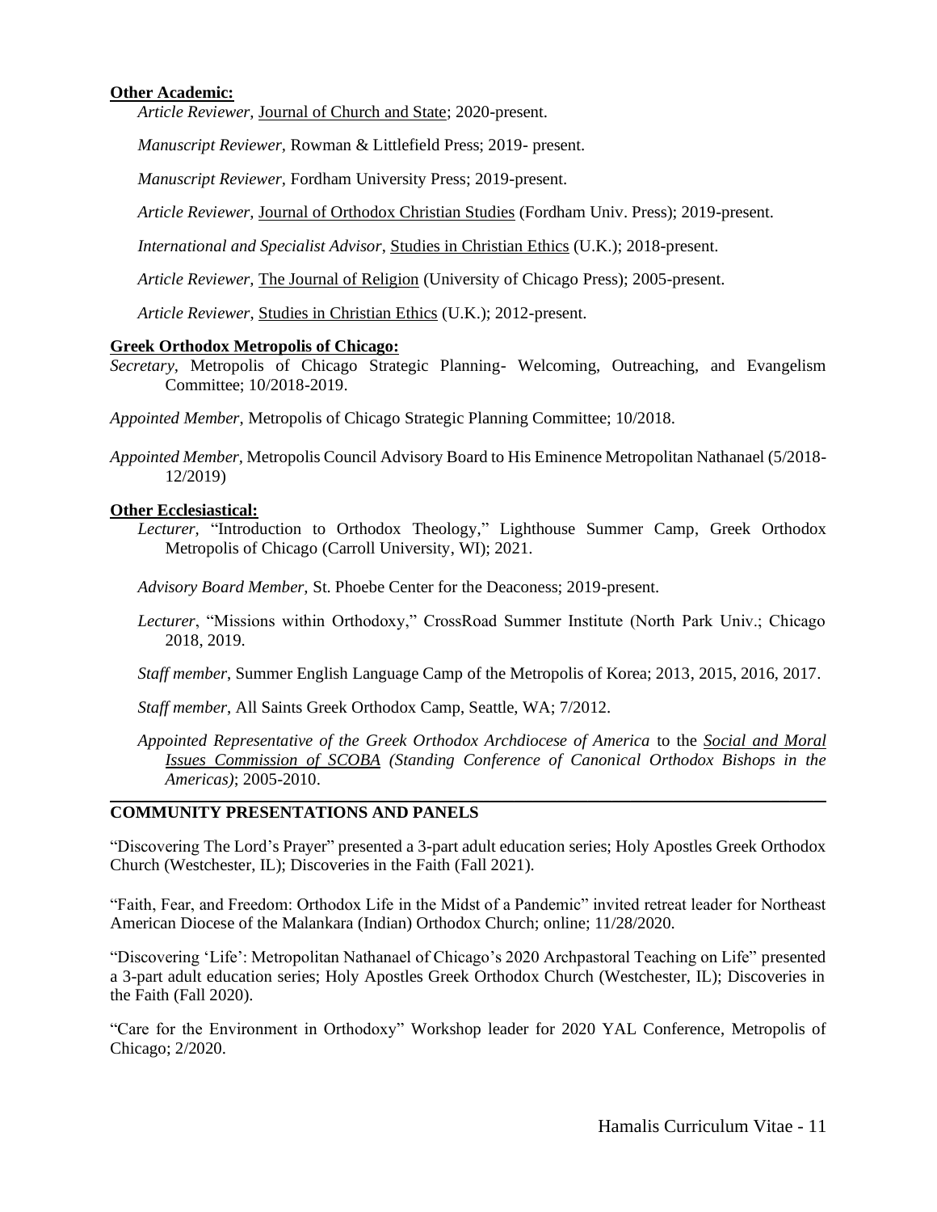**Other Academic:**

*Article Reviewer,* Journal of Church and State; 2020-present.

*Manuscript Reviewer,* Rowman & Littlefield Press; 2019- present.

*Manuscript Reviewer,* Fordham University Press; 2019-present.

*Article Reviewer,* Journal of Orthodox Christian Studies (Fordham Univ. Press); 2019-present.

*International and Specialist Advisor,* Studies in Christian Ethics (U.K.); 2018-present.

*Article Reviewer,* The Journal of Religion (University of Chicago Press); 2005-present.

*Article Reviewer*, Studies in Christian Ethics (U.K.); 2012-present.

**Greek Orthodox Metropolis of Chicago:**

*Secretary,* Metropolis of Chicago Strategic Planning- Welcoming, Outreaching, and Evangelism Committee; 10/2018-2019.

*Appointed Member*, Metropolis of Chicago Strategic Planning Committee; 10/2018.

*Appointed Member*, Metropolis Council Advisory Board to His Eminence Metropolitan Nathanael (5/2018-12/2019)

**Other Ecclesiastical:**

*Lecturer,* "Introduction to Orthodox Theology," Lighthouse Summer Camp, Greek Orthodox Metropolis of Chicago (Carroll University, WI); 2021.

*Advisory Board Member,* St. Phoebe Center for the Deaconess; 2019-present.

*Lecturer*, "Missions within Orthodoxy," CrossRoad Summer Institute (North Park Univ.; Chicago 2018, 2019.

*Staff member*, Summer English Language Camp of the Metropolis of Korea; 2013, 2015, 2016, 2017.

*Staff member*, All Saints Greek Orthodox Camp, Seattle, WA; 7/2012.

*Appointed Representative of the Greek Orthodox Archdiocese of America* to the *Social and Moral Issues Commission of SCOBA (Standing Conference of Canonical Orthodox Bishops in the Americas)*; 2005-2010.

## COMMUNITY PRESENTATIONS AND PANELS

"Discovering The Lord's Prayer" presented a 3-part adult education series; Holy Apostles Greek Orthodox Church (Westchester, IL); Discoveries in the Faith (Fall 2021).

"Faith, Fear, and Freedom: Orthodox Life in the Midst of a Pandemic" invited retreat leader for Northeast American Diocese of the Malankara (Indian) Orthodox Church; online; 11/28/2020.

"Discovering 'Life': Metropolitan Nathanael of Chicago's 2020 Archpastoral Teaching on Life" presented a 3-part adult education series; Holy Apostles Greek Orthodox Church (Westchester, IL); Discoveries in the Faith (Fall 2020).

"Care for the Environment in Orthodoxy" Workshop leader for 2020 YAL Conference, Metropolis of Chicago; 2/2020.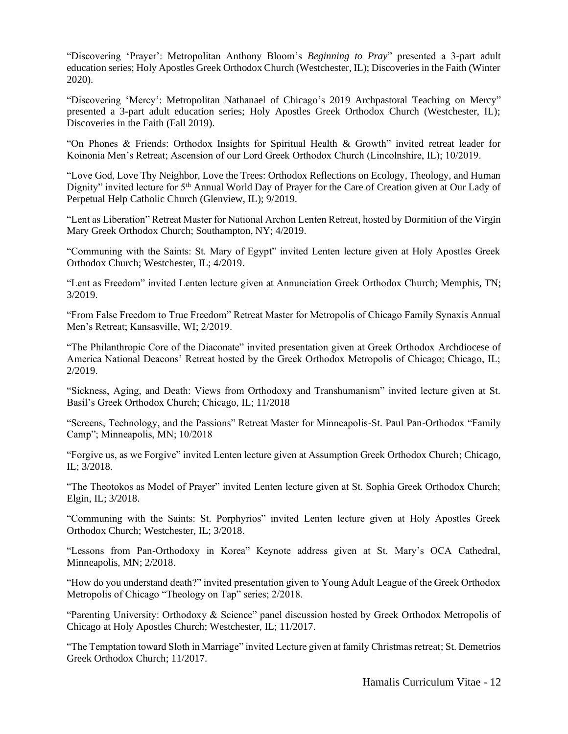"Discovering 'Prayer': Metropolitan Anthony Bloom's *Beginning to Pray*" presented a 3-part adult education series; Holy Apostles Greek Orthodox Church (Westchester, IL); Discoveries in the Faith (Winter 2020).

"Discovering 'Mercy': Metropolitan Nathanael of Chicago's 2019 Archpastoral Teaching on Mercy" presented a 3-part adult education series; Holy Apostles Greek Orthodox Church (Westchester, IL); Discoveries in the Faith (Fall 2019).

"On Phones & Friends: Orthodox Insights for Spiritual Health & Growth" invited retreat leader for Koinonia Men's Retreat; Ascension of our Lord Greek Orthodox Church (Lincolnshire, IL); 10/2019.

"Love God, Love Thy Neighbor, Love the Trees: Orthodox Reflections on Ecology, Theology, and Human Dignity" invited lecture for 5th Annual World Day of Prayer for the Care of Creation given at Our Lady of Perpetual Help Catholic Church (Glenview, IL); 9/2019.

"Lent as Liberation" Retreat Master for National Archon Lenten Retreat, hosted by Dormition of the Virgin Mary Greek Orthodox Church; Southampton, NY; 4/2019.

"Communing with the Saints: St. Mary of Egypt" invited Lenten lecture given at Holy Apostles Greek Orthodox Church; Westchester, IL; 4/2019.

"Lent as Freedom" invited Lenten lecture given at Annunciation Greek Orthodox Church; Memphis, TN; 3/2019.

"From False Freedom to True Freedom" Retreat Master for Metropolis of Chicago Family Synaxis Annual Men's Retreat; Kansasville, WI; 2/2019.

"The Philanthropic Core of the Diaconate" invited presentation given at Greek Orthodox Archdiocese of America National Deacons' Retreat hosted by the Greek Orthodox Metropolis of Chicago; Chicago, IL; 2/2019.

"Sickness, Aging, and Death: Views from Orthodoxy and Transhumanism" invited lecture given at St. Basil's Greek Orthodox Church; Chicago, IL; 11/2018

"Screens, Technology, and the Passions" Retreat Master for Minneapolis-St. Paul Pan-Orthodox "Family Camp"; Minneapolis, MN; 10/2018

"Forgive us, as we Forgive" invited Lenten lecture given at Assumption Greek Orthodox Church; Chicago, IL; 3/2018.

"The Theotokos as Model of Prayer" invited Lenten lecture given at St. Sophia Greek Orthodox Church; Elgin, IL; 3/2018.

"Communing with the Saints: St. Porphyrios" invited Lenten lecture given at Holy Apostles Greek Orthodox Church; Westchester, IL; 3/2018.

"Lessons from Pan-Orthodoxy in Korea" Keynote address given at St. Mary's OCA Cathedral, Minneapolis, MN; 2/2018.

"How do you understand death?" invited presentation given to Young Adult League of the Greek Orthodox Metropolis of Chicago "Theology on Tap" series; 2/2018.

"Parenting University: Orthodoxy & Science" panel discussion hosted by Greek Orthodox Metropolis of Chicago at Holy Apostles Church; Westchester, IL; 11/2017.

"The Temptation toward Sloth in Marriage" invited Lecture given at family Christmas retreat; St. Demetrios Greek Orthodox Church; 11/2017.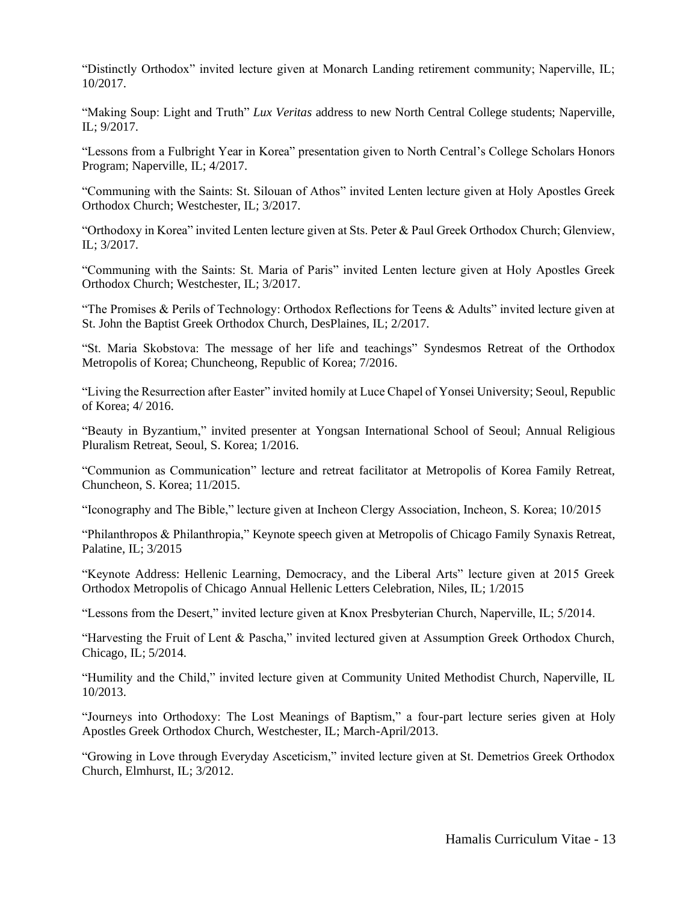"Distinctly Orthodox" invited lecture given at Monarch Landing retirement community; Naperville, IL; 10/2017.

"Making Soup: Light and Truth" *Lux Veritas* address to new North Central College students; Naperville, IL; 9/2017.

"Lessons from a Fulbright Year in Korea" presentation given to North Central's College Scholars Honors Program; Naperville, IL; 4/2017.

"Communing with the Saints: St. Silouan of Athos" invited Lenten lecture given at Holy Apostles Greek Orthodox Church; Westchester, IL; 3/2017.

"Orthodoxy in Korea" invited Lenten lecture given at Sts. Peter & Paul Greek Orthodox Church; Glenview, IL; 3/2017.

"Communing with the Saints: St. Maria of Paris" invited Lenten lecture given at Holy Apostles Greek Orthodox Church; Westchester, IL; 3/2017.

"The Promises & Perils of Technology: Orthodox Reflections for Teens & Adults" invited lecture given at St. John the Baptist Greek Orthodox Church, DesPlaines, IL; 2/2017.

"St. Maria Skobstova: The message of her life and teachings" Syndesmos Retreat of the Orthodox Metropolis of Korea; Chuncheong, Republic of Korea; 7/2016.

"Living the Resurrection after Easter" invited homily at Luce Chapel of Yonsei University; Seoul, Republic of Korea; 4/ 2016.

"Beauty in Byzantium," invited presenter at Yongsan International School of Seoul; Annual Religious Pluralism Retreat, Seoul, S. Korea; 1/2016.

"Communion as Communication" lecture and retreat facilitator at Metropolis of Korea Family Retreat, Chuncheon, S. Korea; 11/2015.

"Iconography and The Bible," lecture given at Incheon Clergy Association, Incheon, S. Korea; 10/2015

"Philanthropos & Philanthropia," Keynote speech given at Metropolis of Chicago Family Synaxis Retreat, Palatine, IL; 3/2015

"Keynote Address: Hellenic Learning, Democracy, and the Liberal Arts" lecture given at 2015 Greek Orthodox Metropolis of Chicago Annual Hellenic Letters Celebration, Niles, IL; 1/2015

"Lessons from the Desert," invited lecture given at Knox Presbyterian Church, Naperville, IL; 5/2014.

"Harvesting the Fruit of Lent & Pascha," invited lectured given at Assumption Greek Orthodox Church, Chicago, IL; 5/2014.

"Humility and the Child," invited lecture given at Community United Methodist Church, Naperville, IL 10/2013.

"Journeys into Orthodoxy: The Lost Meanings of Baptism," a four-part lecture series given at Holy Apostles Greek Orthodox Church, Westchester, IL; March-April/2013.

"Growing in Love through Everyday Asceticism," invited lecture given at St. Demetrios Greek Orthodox Church, Elmhurst, IL; 3/2012.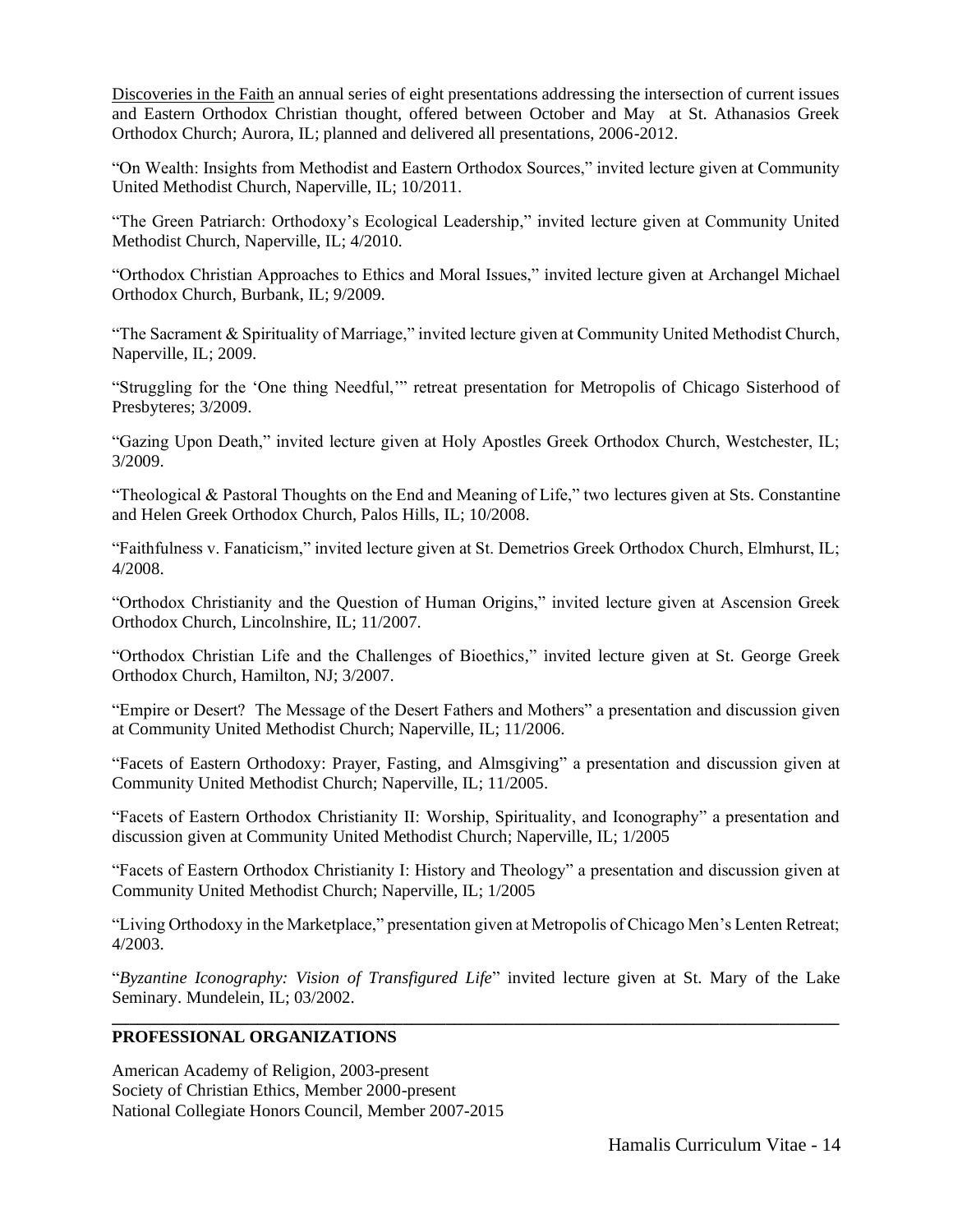Discoveries in the Faith an annual series of eight presentations addressing the intersection of current issues and Eastern Orthodox Christian thought, offered between October and May at St. Athanasios Greek Orthodox Church; Aurora, IL; planned and delivered all presentations, 2006-2012.

"On Wealth: Insights from Methodist and Eastern Orthodox Sources," invited lecture given at Community United Methodist Church, Naperville, IL; 10/2011.

"The Green Patriarch: Orthodoxy's Ecological Leadership," invited lecture given at Community United Methodist Church, Naperville, IL; 4/2010.

"Orthodox Christian Approaches to Ethics and Moral Issues," invited lecture given at Archangel Michael Orthodox Church, Burbank, IL; 9/2009.

"The Sacrament & Spirituality of Marriage," invited lecture given at Community United Methodist Church, Naperville, IL; 2009.

"Struggling for the 'One thing Needful,'" retreat presentation for Metropolis of Chicago Sisterhood of Presbyteres; 3/2009.

"Gazing Upon Death," invited lecture given at Holy Apostles Greek Orthodox Church, Westchester, IL; 3/2009.

"Theological & Pastoral Thoughts on the End and Meaning of Life," two lectures given at Sts. Constantine and Helen Greek Orthodox Church, Palos Hills, IL; 10/2008.

"Faithfulness v. Fanaticism," invited lecture given at St. Demetrios Greek Orthodox Church, Elmhurst, IL; 4/2008.

"Orthodox Christianity and the Question of Human Origins," invited lecture given at Ascension Greek Orthodox Church, Lincolnshire, IL; 11/2007.

"Orthodox Christian Life and the Challenges of Bioethics," invited lecture given at St. George Greek Orthodox Church, Hamilton, NJ; 3/2007.

"Empire or Desert? The Message of the Desert Fathers and Mothers" a presentation and discussion given at Community United Methodist Church; Naperville, IL; 11/2006.

"Facets of Eastern Orthodoxy: Prayer, Fasting, and Almsgiving" a presentation and discussion given at Community United Methodist Church; Naperville, IL; 11/2005.

"Facets of Eastern Orthodox Christianity II: Worship, Spirituality, and Iconography" a presentation and discussion given at Community United Methodist Church; Naperville, IL; 1/2005

"Facets of Eastern Orthodox Christianity I: History and Theology" a presentation and discussion given at Community United Methodist Church; Naperville, IL; 1/2005

"Living Orthodoxy in the Marketplace," presentation given at Metropolis of Chicago Men's Lenten Retreat; 4/2003.

"*Byzantine Iconography: Vision of Transfigured Life*" invited lecture given at St. Mary of the Lake Seminary. Mundelein, IL; 03/2002.

## PROFESSIONAL ORGANIZATIONS

American Academy of Religion, 2003-present
Society of Christian Ethics, Member 2000-present
National Collegiate Honors Council, Member 2007-2015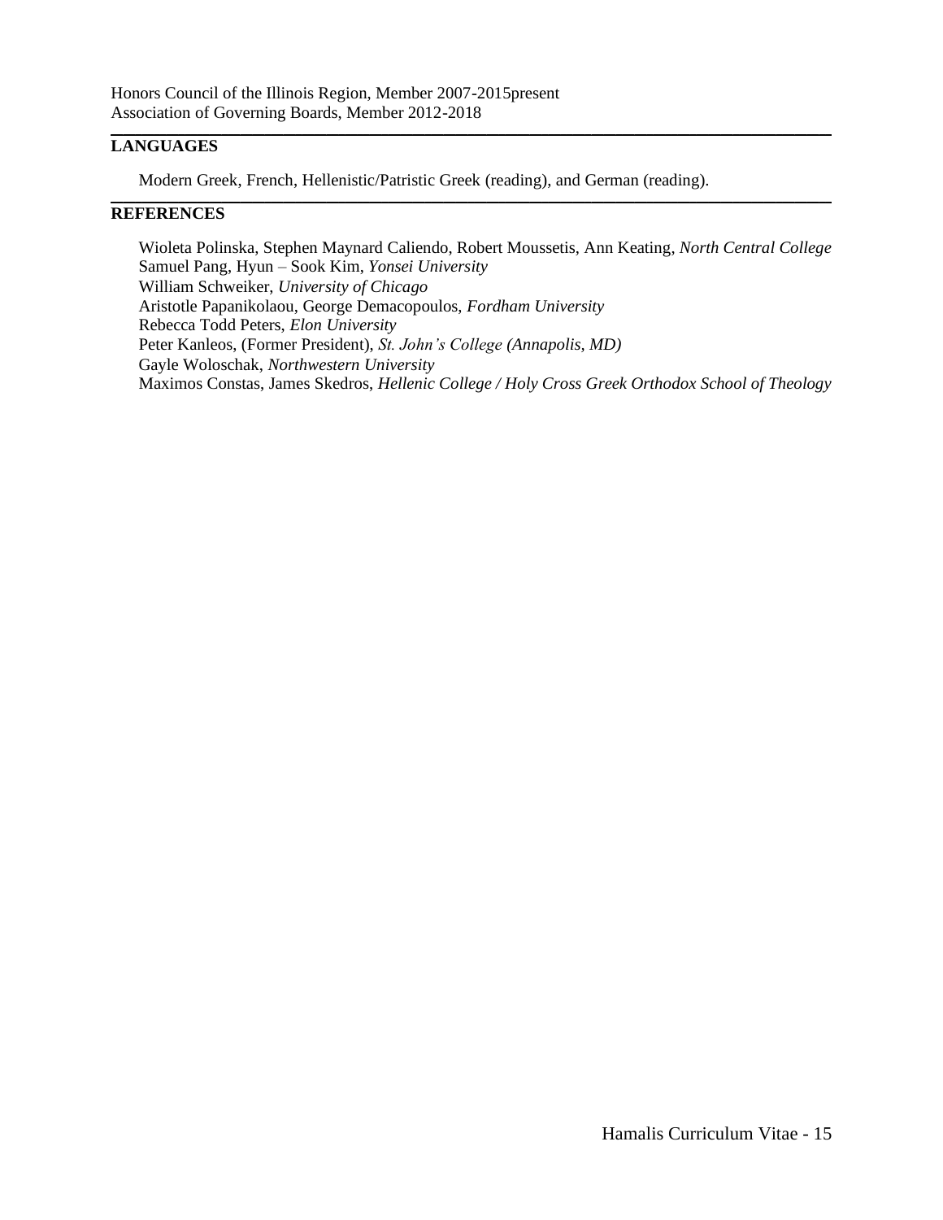Honors Council of the Illinois Region, Member 2007-2015present
Association of Governing Boards, Member 2012-2018

## LANGUAGES

Modern Greek, French, Hellenistic/Patristic Greek (reading), and German (reading).

## REFERENCES

Wioleta Polinska, Stephen Maynard Caliendo, Robert Moussetis, Ann Keating, *North Central College*
Samuel Pang, Hyun – Sook Kim, *Yonsei University*
William Schweiker, *University of Chicago*
Aristotle Papanikolaou, George Demacopoulos, *Fordham University*
Rebecca Todd Peters, *Elon University*
Peter Kanleos, (Former President), *St. John's College (Annapolis, MD)*
Gayle Woloschak, *Northwestern University*
Maximos Constas, James Skedros, *Hellenic College / Holy Cross Greek Orthodox School of Theology*